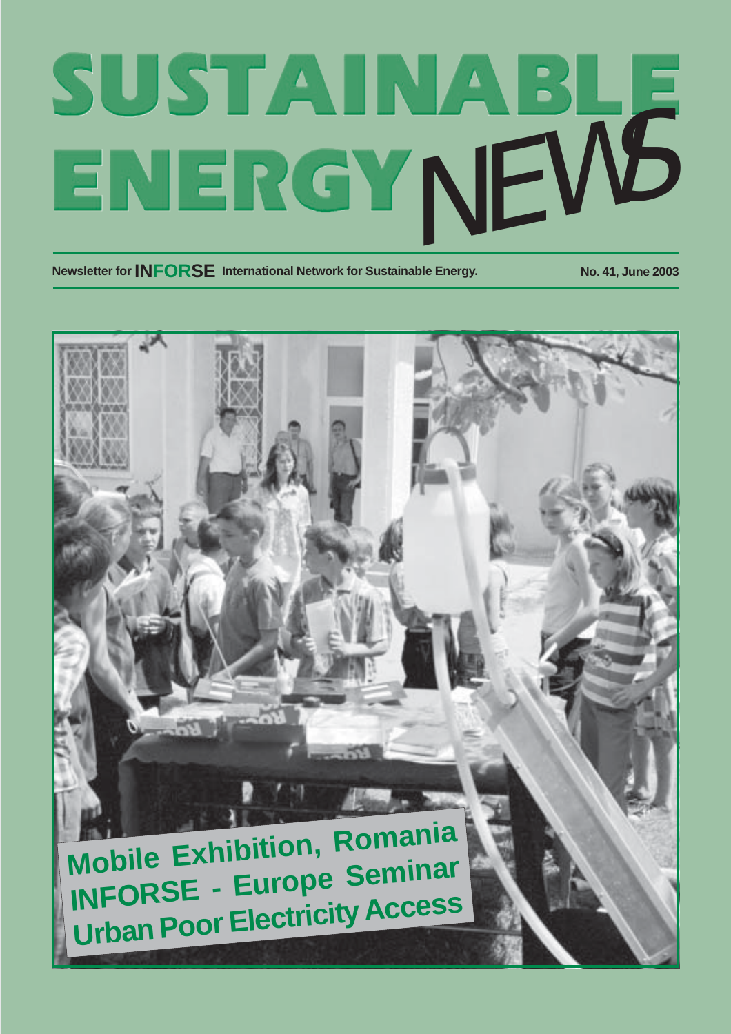# SUSTAINABLE ENERGY NEWS

Newsletter for **INFORSE** International Network for Sustainable Energy.

No. 41, June 2003

**Mobile Exhibition, Romania**
**INFORSE - Europe Seminar**
**Urban Poor Electricity Access**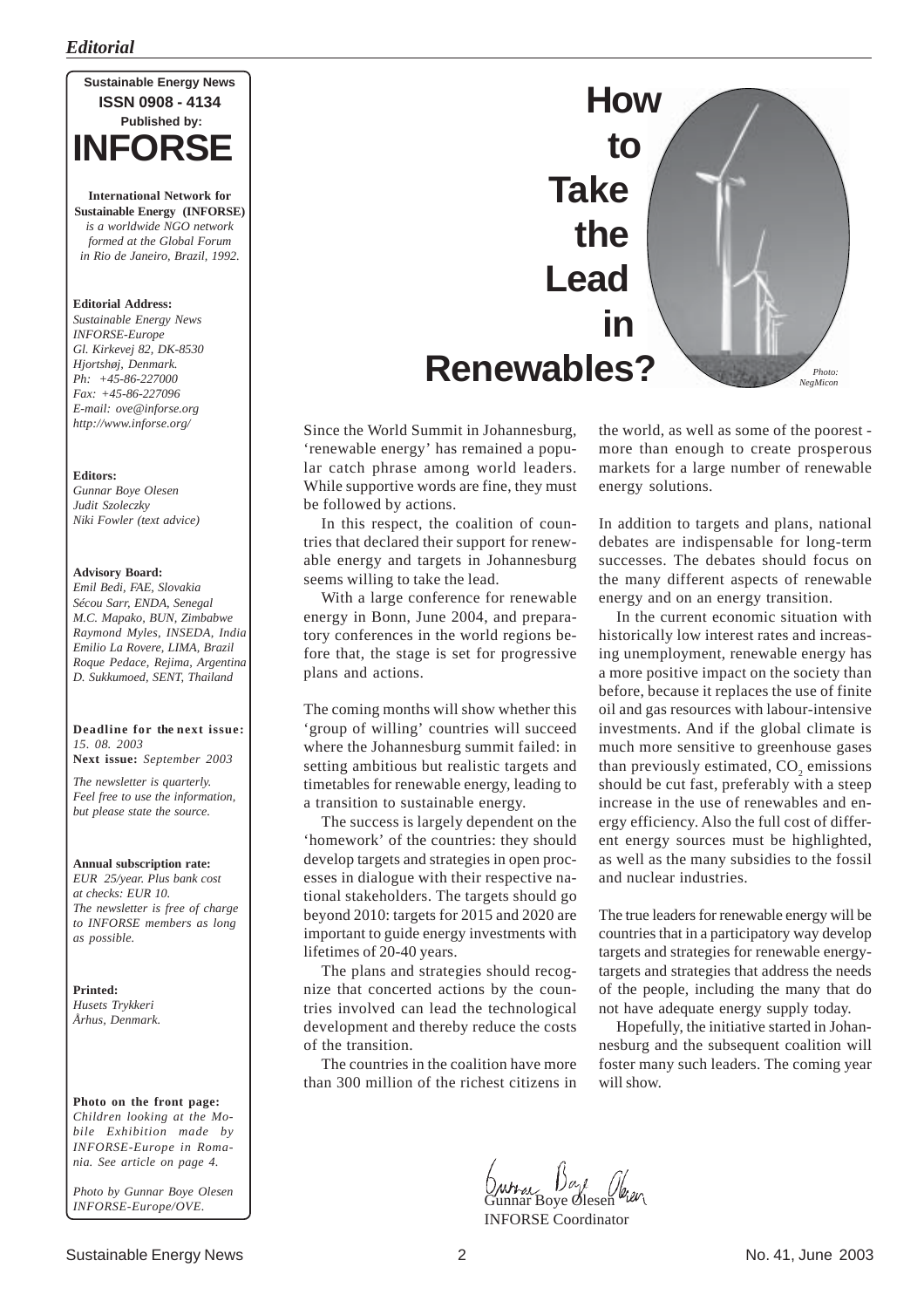*Editorial*

**Sustainable Energy News**
**ISSN 0908 - 4134**
**Published by:**
**INFORSE**

**International Network for Sustainable Energy (INFORSE)** *is a worldwide NGO network formed at the Global Forum in Rio de Janeiro, Brazil, 1992.*

**Editorial Address:**
*Sustainable Energy News*
*INFORSE-Europe*
*Gl. Kirkevej 82, DK-8530*
*Hjortshøj, Denmark.*
*Ph: +45-86-227000*
*Fax: +45-86-227096*
*E-mail: ove@inforse.org*
*http://www.inforse.org/*

**Editors:**
*Gunnar Boye Olesen*
*Judit Szoleczky*
*Niki Fowler (text advice)*

**Advisory Board:**
*Emil Bedi, FAE, Slovakia*
*Sécou Sarr, ENDA, Senegal*
*M.C. Mapako, BUN, Zimbabwe*
*Raymond Myles, INSEDA, India*
*Emilio La Rovere, LIMA, Brazil*
*Roque Pedace, Rejima, Argentina*
*D. Sukkumoed, SENT, Thailand*

**Deadline for the next issue:** *15. 08. 2003*
**Next issue:** *September 2003*

*The newsletter is quarterly. Feel free to use the information, but please state the source.*

**Annual subscription rate:**
*EUR 25/year. Plus bank cost at checks: EUR 10. The newsletter is free of charge to INFORSE members as long as possible.*

**Printed:**
*Husets Trykkeri*
*Århus, Denmark.*

**Photo on the front page:**
*Children looking at the Mobile Exhibition made by INFORSE-Europe in Romania. See article on page 4.*

*Photo by Gunnar Boye Olesen INFORSE-Europe/OVE.*

# How to Take the Lead in Renewables?

*Photo: NegMicon*

Since the World Summit in Johannesburg, 'renewable energy' has remained a popular catch phrase among world leaders. While supportive words are fine, they must be followed by actions.

In this respect, the coalition of countries that declared their support for renewable energy and targets in Johannesburg seems willing to take the lead.

With a large conference for renewable energy in Bonn, June 2004, and preparatory conferences in the world regions before that, the stage is set for progressive plans and actions.

The coming months will show whether this 'group of willing' countries will succeed where the Johannesburg summit failed: in setting ambitious but realistic targets and timetables for renewable energy, leading to a transition to sustainable energy.

The success is largely dependent on the 'homework' of the countries: they should develop targets and strategies in open processes in dialogue with their respective national stakeholders. The targets should go beyond 2010: targets for 2015 and 2020 are important to guide energy investments with lifetimes of 20-40 years.

The plans and strategies should recognize that concerted actions by the countries involved can lead the technological development and thereby reduce the costs of the transition.

The countries in the coalition have more than 300 million of the richest citizens in the world, as well as some of the poorest - more than enough to create prosperous markets for a large number of renewable energy solutions.

In addition to targets and plans, national debates are indispensable for long-term successes. The debates should focus on the many different aspects of renewable energy and on an energy transition.

In the current economic situation with historically low interest rates and increasing unemployment, renewable energy has a more positive impact on the society than before, because it replaces the use of finite oil and gas resources with labour-intensive investments. And if the global climate is much more sensitive to greenhouse gases than previously estimated, $CO_2$ emissions should be cut fast, preferably with a steep increase in the use of renewables and energy efficiency. Also the full cost of different energy sources must be highlighted, as well as the many subsidies to the fossil and nuclear industries.

The true leaders for renewable energy will be countries that in a participatory way develop targets and strategies for renewable energy-targets and strategies that address the needs of the people, including the many that do not have adequate energy supply today.

Hopefully, the initiative started in Johannesburg and the subsequent coalition will foster many such leaders. The coming year will show.

Gunnar Boye Olesen
INFORSE Coordinator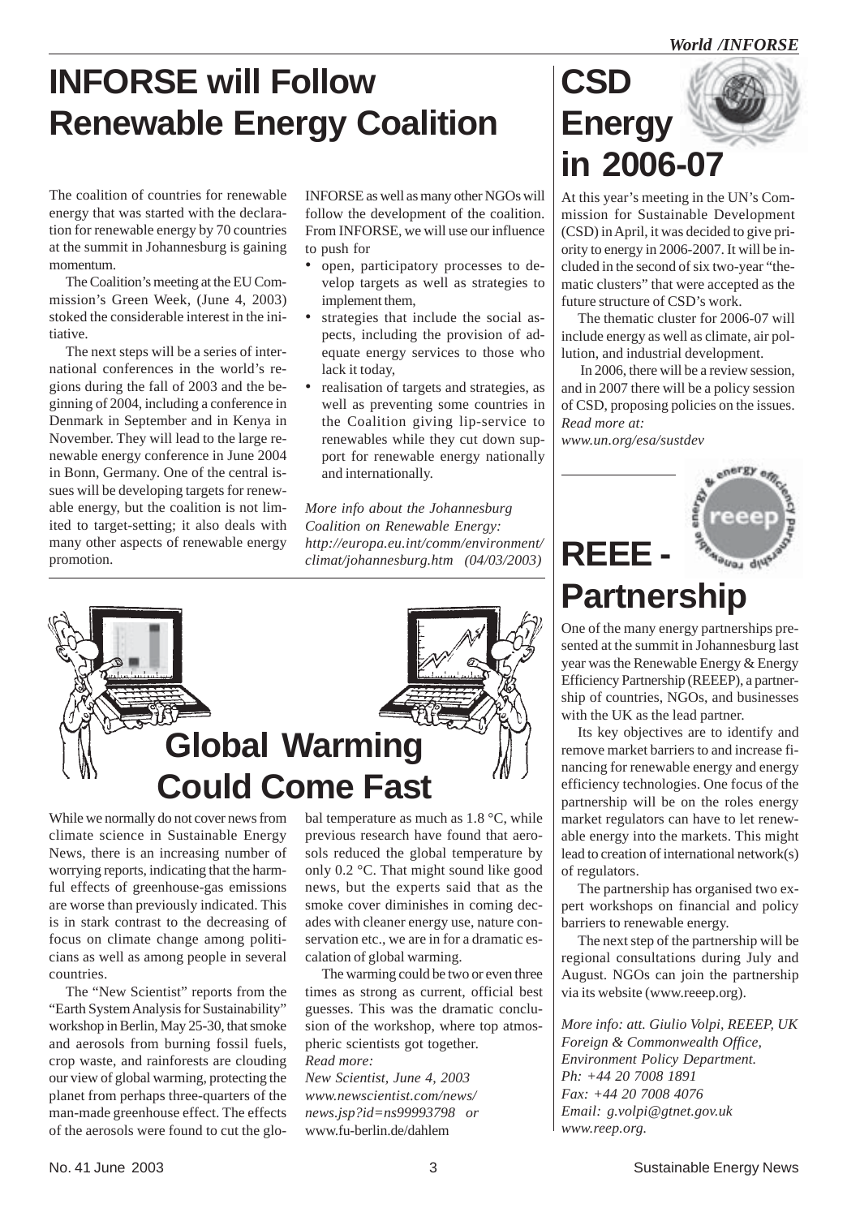# INFORSE will Follow Renewable Energy Coalition

The coalition of countries for renewable energy that was started with the declaration for renewable energy by 70 countries at the summit in Johannesburg is gaining momentum.

The Coalition's meeting at the EU Commission's Green Week, (June 4, 2003) stoked the considerable interest in the initiative.

The next steps will be a series of international conferences in the world's regions during the fall of 2003 and the beginning of 2004, including a conference in Denmark in September and in Kenya in November. They will lead to the large renewable energy conference in June 2004 in Bonn, Germany. One of the central issues will be developing targets for renewable energy, but the coalition is not limited to target-setting; it also deals with many other aspects of renewable energy promotion.

INFORSE as well as many other NGOs will follow the development of the coalition. From INFORSE, we will use our influence to push for

- open, participatory processes to develop targets as well as strategies to implement them,
- strategies that include the social aspects, including the provision of adequate energy services to those who lack it today,
- realisation of targets and strategies, as well as preventing some countries in the Coalition giving lip-service to renewables while they cut down support for renewable energy nationally and internationally.

*More info about the Johannesburg Coalition on Renewable Energy: http://europa.eu.int/comm/environment/climat/johannesburg.htm (04/03/2003)*

# Global Warming Could Come Fast

While we normally do not cover news from climate science in Sustainable Energy News, there is an increasing number of worrying reports, indicating that the harmful effects of greenhouse-gas emissions are worse than previously indicated. This is in stark contrast to the decreasing of focus on climate change among politicians as well as among people in several countries.

The "New Scientist" reports from the "Earth System Analysis for Sustainability" workshop in Berlin, May 25-30, that smoke and aerosols from burning fossil fuels, crop waste, and rainforests are clouding our view of global warming, protecting the planet from perhaps three-quarters of the man-made greenhouse effect. The effects of the aerosols were found to cut the global temperature as much as 1.8 °C, while previous research have found that aerosols reduced the global temperature by only 0.2 °C. That might sound like good news, but the experts said that as the smoke cover diminishes in coming decades with cleaner energy use, nature conservation etc., we are in for a dramatic escalation of global warming.

The warming could be two or even three times as strong as current, official best guesses. This was the dramatic conclusion of the workshop, where top atmospheric scientists got together.

*Read more:*
*New Scientist, June 4, 2003*
*www.newscientist.com/news/news.jsp?id=ns99993798 or*
www.fu-berlin.de/dahlem

# CSD Energy in 2006-07

At this year's meeting in the UN's Commission for Sustainable Development (CSD) in April, it was decided to give priority to energy in 2006-2007. It will be included in the second of six two-year "thematic clusters" that were accepted as the future structure of CSD's work.

The thematic cluster for 2006-07 will include energy as well as climate, air pollution, and industrial development.

In 2006, there will be a review session, and in 2007 there will be a policy session of CSD, proposing policies on the issues.

*Read more at:*
*www.un.org/esa/sustdev*

# REEE - Partnership

One of the many energy partnerships presented at the summit in Johannesburg last year was the Renewable Energy & Energy Efficiency Partnership (REEEP), a partnership of countries, NGOs, and businesses with the UK as the lead partner.

Its key objectives are to identify and remove market barriers to and increase financing for renewable energy and energy efficiency technologies. One focus of the partnership will be on the roles energy market regulators can have to let renewable energy into the markets. This might lead to creation of international network(s) of regulators.

The partnership has organised two expert workshops on financial and policy barriers to renewable energy.

The next step of the partnership will be regional consultations during July and August. NGOs can join the partnership via its website (www.reeep.org).

*More info: att. Giulio Volpi, REEEP, UK Foreign & Commonwealth Office, Environment Policy Department.*
*Ph: +44 20 7008 1891*
*Fax: +44 20 7008 4076*
*Email: g.volpi@gtnet.gov.uk*
*www.reep.org.*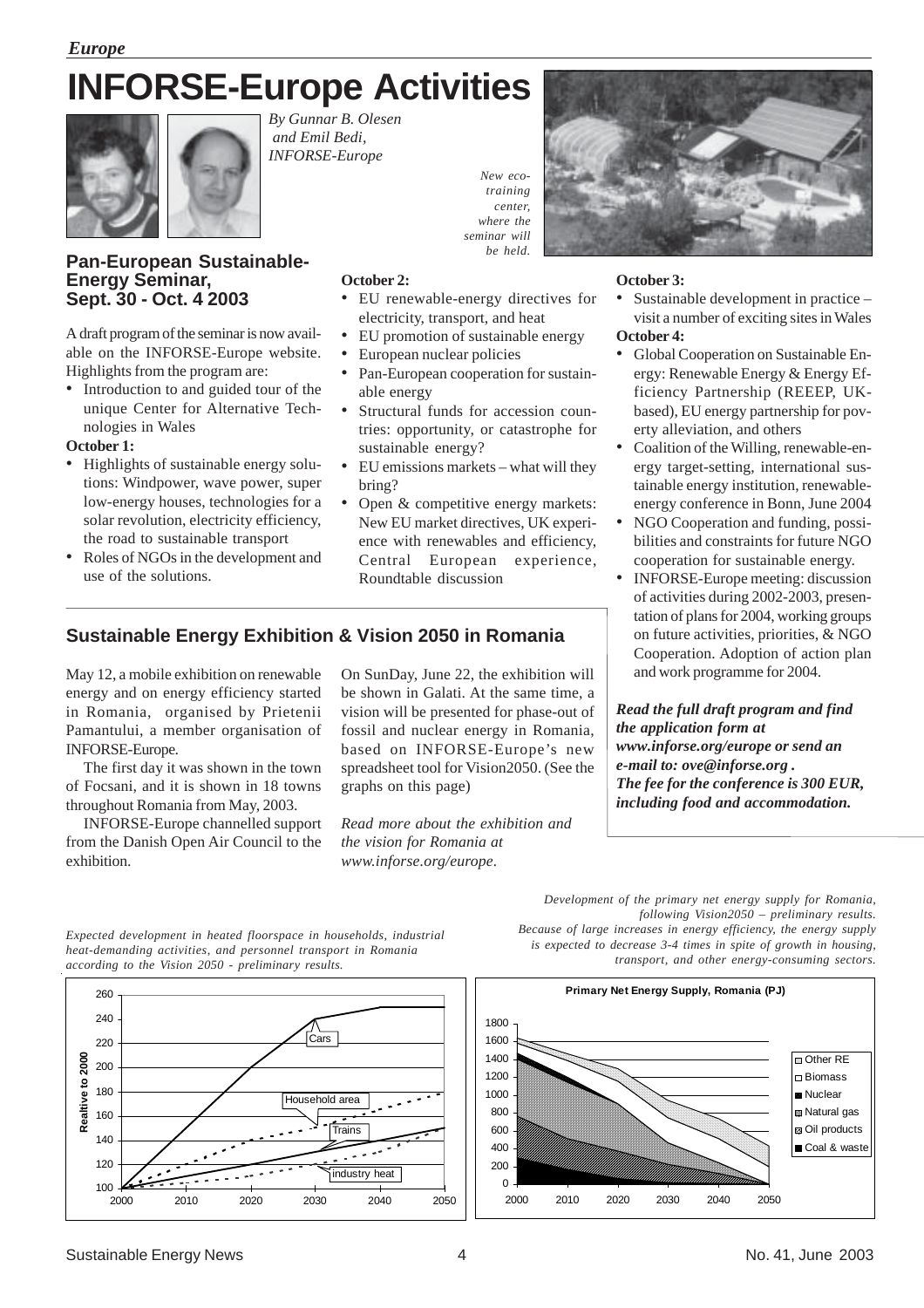# INFORSE-Europe Activities

*By Gunnar B. Olesen and Emil Bedi, INFORSE-Europe*

*New eco-training center, where the seminar will be held.*

## Pan-European Sustainable-Energy Seminar, Sept. 30 - Oct. 4 2003

A draft program of the seminar is now available on the INFORSE-Europe website. Highlights from the program are:

- Introduction to and guided tour of the unique Center for Alternative Technologies in Wales

**October 1:**

- Highlights of sustainable energy solutions: Windpower, wave power, super low-energy houses, technologies for a solar revolution, electricity efficiency, the road to sustainable transport
- Roles of NGOs in the development and use of the solutions.

**October 2:**

- EU renewable-energy directives for electricity, transport, and heat
- EU promotion of sustainable energy
- European nuclear policies
- Pan-European cooperation for sustainable energy
- Structural funds for accession countries: opportunity, or catastrophe for sustainable energy?
- EU emissions markets – what will they bring?
- Open & competitive energy markets: New EU market directives, UK experience with renewables and efficiency, Central European experience, Roundtable discussion

**October 3:**

- Sustainable development in practice – visit a number of exciting sites in Wales

**October 4:**

- Global Cooperation on Sustainable Energy: Renewable Energy & Energy Efficiency Partnership (REEEP, UK-based), EU energy partnership for poverty alleviation, and others
- Coalition of the Willing, renewable-energy target-setting, international sustainable energy institution, renewable-energy conference in Bonn, June 2004
- NGO Cooperation and funding, possibilities and constraints for future NGO cooperation for sustainable energy.
- INFORSE-Europe meeting: discussion of activities during 2002-2003, presentation of plans for 2004, working groups on future activities, priorities, & NGO Cooperation. Adoption of action plan and work programme for 2004.

***Read the full draft program and find the application form at www.inforse.org/europe or send an e-mail to: ove@inforse.org . The fee for the conference is 300 EUR, including food and accommodation.***

## Sustainable Energy Exhibition & Vision 2050 in Romania

May 12, a mobile exhibition on renewable energy and on energy efficiency started in Romania, organised by Prietenii Pamantului, a member organisation of INFORSE-Europe.

The first day it was shown in the town of Focsani, and it is shown in 18 towns throughout Romania from May, 2003.

INFORSE-Europe channelled support from the Danish Open Air Council to the exhibition.

On SunDay, June 22, the exhibition will be shown in Galati. At the same time, a vision will be presented for phase-out of fossil and nuclear energy in Romania, based on INFORSE-Europe's new spreadsheet tool for Vision2050. (See the graphs on this page)

*Read more about the exhibition and the vision for Romania at www.inforse.org/europe.*

*Expected development in heated floorspace in households, industrial heat-demanding activities, and personnel transport in Romania according to the Vision 2050 - preliminary results.*

*Development of the primary net energy supply for Romania, following Vision2050 – preliminary results. Because of large increases in energy efficiency, the energy supply is expected to decrease 3-4 times in spite of growth in housing, transport, and other energy-consuming sectors.*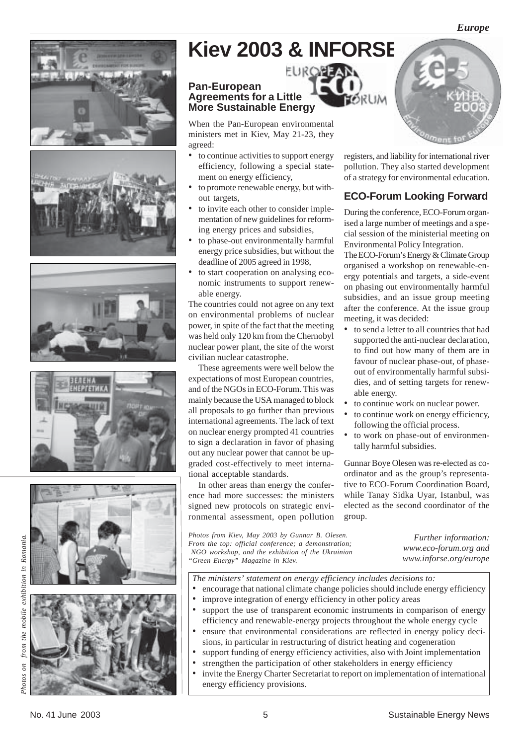# Kiev 2003 & INFORSE

## Pan-European Agreements for a Little More Sustainable Energy

When the Pan-European environmental ministers met in Kiev, May 21-23, they agreed:

- to continue activities to support energy efficiency, following a special statement on energy efficiency,
- to promote renewable energy, but without targets,
- to invite each other to consider implementation of new guidelines for reforming energy prices and subsidies,
- to phase-out environmentally harmful energy price subsidies, but without the deadline of 2005 agreed in 1998,
- to start cooperation on analysing economic instruments to support renewable energy.

The countries could not agree on any text on environmental problems of nuclear power, in spite of the fact that the meeting was held only 120 km from the Chernobyl nuclear power plant, the site of the worst civilian nuclear catastrophe.

These agreements were well below the expectations of most European countries, and of the NGOs in ECO-Forum. This was mainly because the USA managed to block all proposals to go further than previous international agreements. The lack of text on nuclear energy prompted 41 countries to sign a declaration in favor of phasing out any nuclear power that cannot be upgraded cost-effectively to meet international acceptable standards.

In other areas than energy the conference had more successes: the ministers signed new protocols on strategic environmental assessment, open pollution registers, and liability for international river pollution. They also started development of a strategy for environmental education.

## ECO-Forum Looking Forward

During the conference, ECO-Forum organised a large number of meetings and a special session of the ministerial meeting on Environmental Policy Integration.

The ECO-Forum's Energy & Climate Group organised a workshop on renewable-energy potentials and targets, a side-event on phasing out environmentally harmful subsidies, and an issue group meeting after the conference. At the issue group meeting, it was decided:

- to send a letter to all countries that had supported the anti-nuclear declaration, to find out how many of them are in favour of nuclear phase-out, of phase-out of environmentally harmful subsidies, and of setting targets for renewable energy.
- to continue work on nuclear power.
- to continue work on energy efficiency, following the official process.
- to work on phase-out of environmentally harmful subsidies.

Gunnar Boye Olesen was re-elected as coordinator and as the group's representative to ECO-Forum Coordination Board, while Tanay Sidka Uyar, Istanbul, was elected as the second coordinator of the group.

*Photos from Kiev, May 2003 by Gunnar B. Olesen. From the top: official conference; a demonstration; NGO workshop, and the exhibition of the Ukrainian "Green Energy" Magazine in Kiev.*

*Photos on from the mobile exhibition in Romania.*

*Further information: www.eco-forum.org and www.inforse.org/europe*

*The ministers' statement on energy efficiency includes decisions to:*

- encourage that national climate change policies should include energy efficiency
- improve integration of energy efficiency in other policy areas
- support the use of transparent economic instruments in comparison of energy efficiency and renewable-energy projects throughout the whole energy cycle
- ensure that environmental considerations are reflected in energy policy decisions, in particular in restructuring of district heating and cogeneration
- support funding of energy efficiency activities, also with Joint implementation
- strengthen the participation of other stakeholders in energy efficiency
- invite the Energy Charter Secretariat to report on implementation of international energy efficiency provisions.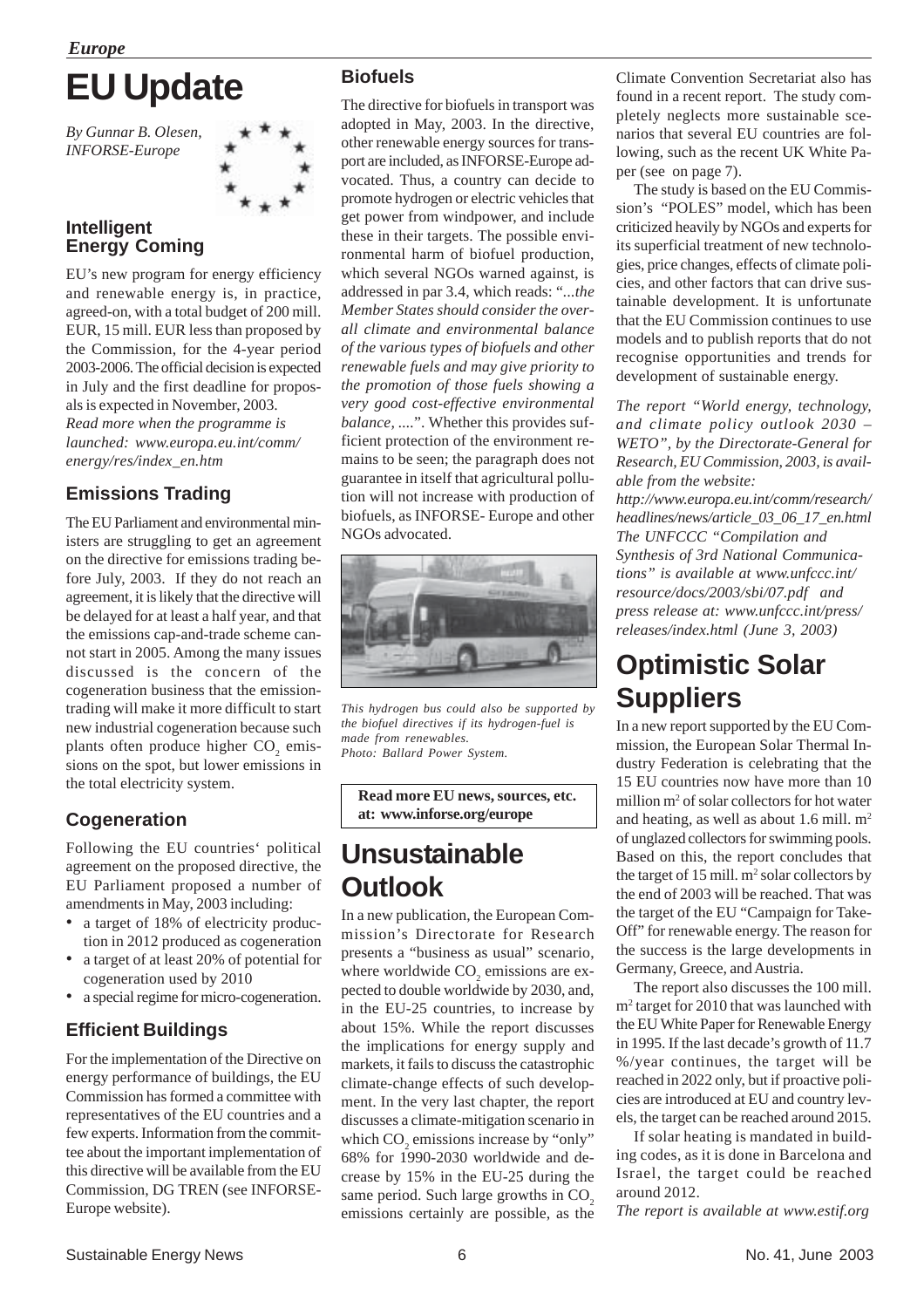*Europe*

# EU Update

*By Gunnar B. Olesen, INFORSE-Europe*

## Intelligent Energy Coming

EU's new program for energy efficiency and renewable energy is, in practice, agreed-on, with a total budget of 200 mill. EUR, 15 mill. EUR less than proposed by the Commission, for the 4-year period 2003-2006. The official decision is expected in July and the first deadline for proposals is expected in November, 2003.

*Read more when the programme is launched: www.europa.eu.int/comm/energy/res/index_en.htm*

## Emissions Trading

The EU Parliament and environmental ministers are struggling to get an agreement on the directive for emissions trading before July, 2003. If they do not reach an agreement, it is likely that the directive will be delayed for at least a half year, and that the emissions cap-and-trade scheme cannot start in 2005. Among the many issues discussed is the concern of the cogeneration business that the emission-trading will make it more difficult to start new industrial cogeneration because such plants often produce higher $CO_2$ emissions on the spot, but lower emissions in the total electricity system.

## Cogeneration

Following the EU countries' political agreement on the proposed directive, the EU Parliament proposed a number of amendments in May, 2003 including:

- a target of 18% of electricity production in 2012 produced as cogeneration
- a target of at least 20% of potential for cogeneration used by 2010
- a special regime for micro-cogeneration.

## Efficient Buildings

For the implementation of the Directive on energy performance of buildings, the EU Commission has formed a committee with representatives of the EU countries and a few experts. Information from the committee about the important implementation of this directive will be available from the EU Commission, DG TREN (see INFORSE-Europe website).

## Biofuels

The directive for biofuels in transport was adopted in May, 2003. In the directive, other renewable energy sources for transport are included, as INFORSE-Europe advocated. Thus, a country can decide to promote hydrogen or electric vehicles that get power from windpower, and include these in their targets. The possible environmental harm of biofuel production, which several NGOs warned against, is addressed in par 3.4, which reads: "*...the Member States should consider the overall climate and environmental balance of the various types of biofuels and other renewable fuels and may give priority to the promotion of those fuels showing a very good cost-effective environmental balance, ...*.". Whether this provides sufficient protection of the environment remains to be seen; the paragraph does not guarantee in itself that agricultural pollution will not increase with production of biofuels, as INFORSE- Europe and other NGOs advocated.

*This hydrogen bus could also be supported by the biofuel directives if its hydrogen-fuel is made from renewables. Photo: Ballard Power System.*

**Read more EU news, sources, etc. at: www.inforse.org/europe**

# Unsustainable Outlook

In a new publication, the European Commission's Directorate for Research presents a "business as usual" scenario, where worldwide $CO_2$ emissions are expected to double worldwide by 2030, and, in the EU-25 countries, to increase by about 15%. While the report discusses the implications for energy supply and markets, it fails to discuss the catastrophic climate-change effects of such development. In the very last chapter, the report discusses a climate-mitigation scenario in which $CO_2$ emissions increase by "only" 68% for 1990-2030 worldwide and decrease by 15% in the EU-25 during the same period. Such large growths in $CO_2$ emissions certainly are possible, as the Climate Convention Secretariat also has found in a recent report. The study completely neglects more sustainable scenarios that several EU countries are following, such as the recent UK White Paper (see on page 7).

The study is based on the EU Commission's "POLES" model, which has been criticized heavily by NGOs and experts for its superficial treatment of new technologies, price changes, effects of climate policies, and other factors that can drive sustainable development. It is unfortunate that the EU Commission continues to use models and to publish reports that do not recognise opportunities and trends for development of sustainable energy.

*The report "World energy, technology, and climate policy outlook 2030 – WETO", by the Directorate-General for Research, EU Commission, 2003, is available from the website: http://www.europa.eu.int/comm/research/headlines/news/article_03_06_17_en.html The UNFCCC "Compilation and Synthesis of 3rd National Communications" is available at www.unfccc.int/resource/docs/2003/sbi/07.pdf and press release at: www.unfccc.int/press/releases/index.html (June 3, 2003)*

# Optimistic Solar Suppliers

In a new report supported by the EU Commission, the European Solar Thermal Industry Federation is celebrating that the 15 EU countries now have more than 10 million $m^2$ of solar collectors for hot water and heating, as well as about 1.6 mill. $m^2$ of unglazed collectors for swimming pools. Based on this, the report concludes that the target of 15 mill. $m^2$ solar collectors by the end of 2003 will be reached. That was the target of the EU "Campaign for Take-Off" for renewable energy. The reason for the success is the large developments in Germany, Greece, and Austria.

The report also discusses the 100 mill. $m^2$ target for 2010 that was launched with the EU White Paper for Renewable Energy in 1995. If the last decade's growth of 11.7 %/year continues, the target will be reached in 2022 only, but if proactive policies are introduced at EU and country levels, the target can be reached around 2015.

If solar heating is mandated in building codes, as it is done in Barcelona and Israel, the target could be reached around 2012.

*The report is available at www.estif.org*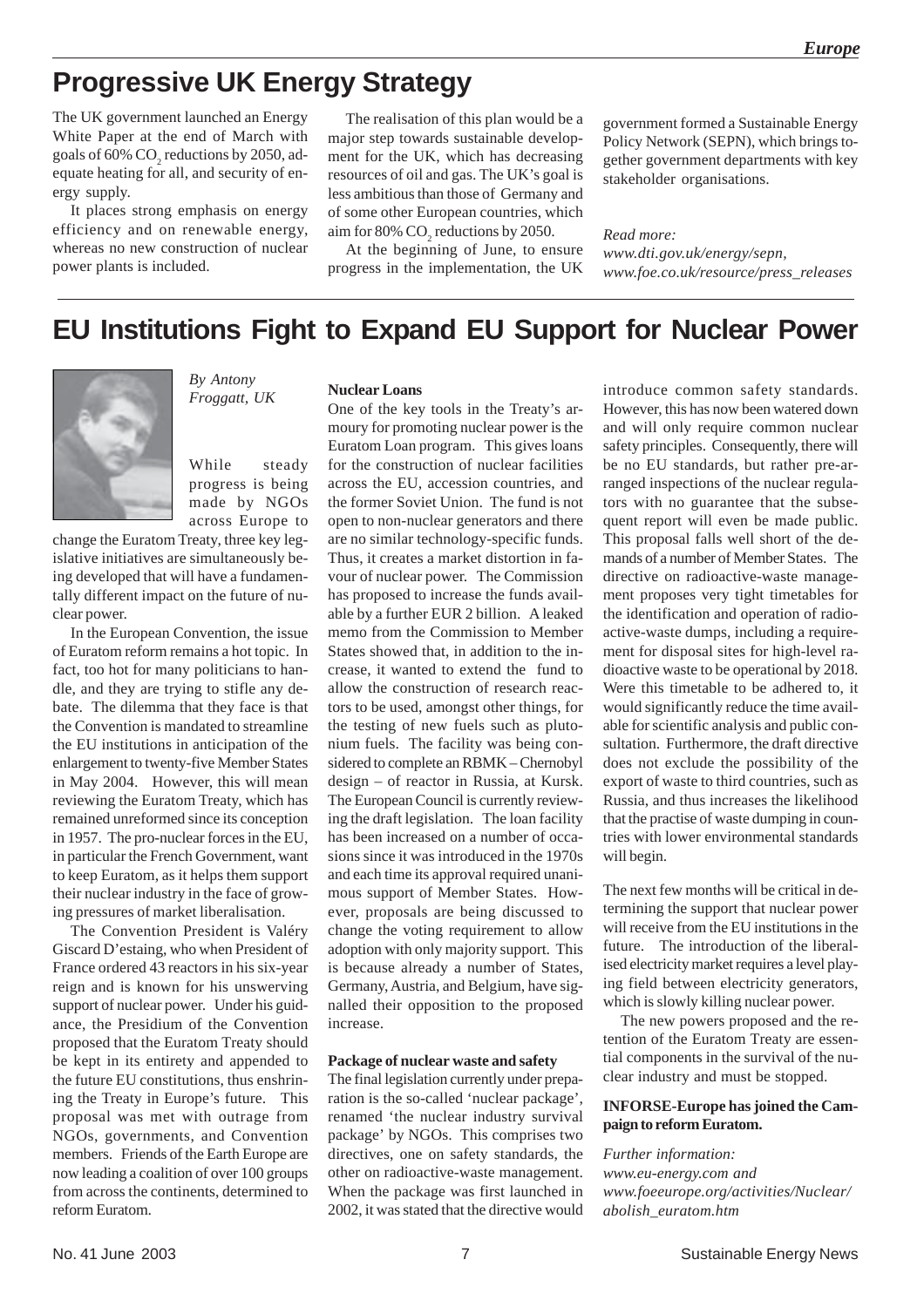# Progressive UK Energy Strategy

The UK government launched an Energy White Paper at the end of March with goals of 60% $CO_2$ reductions by 2050, adequate heating for all, and security of energy supply.

It places strong emphasis on energy efficiency and on renewable energy, whereas no new construction of nuclear power plants is included.

The realisation of this plan would be a major step towards sustainable development for the UK, which has decreasing resources of oil and gas. The UK's goal is less ambitious than those of Germany and of some other European countries, which aim for 80% $CO_2$ reductions by 2050.

At the beginning of June, to ensure progress in the implementation, the UK government formed a Sustainable Energy Policy Network (SEPN), which brings together government departments with key stakeholder organisations.

*Read more:*
*www.dti.gov.uk/energy/sepn,*
*www.foe.co.uk/resource/press_releases*

# EU Institutions Fight to Expand EU Support for Nuclear Power

*By Antony Froggatt, UK*

While steady progress is being made by NGOs across Europe to change the Euratom Treaty, three key legislative initiatives are simultaneously being developed that will have a fundamentally different impact on the future of nuclear power.

In the European Convention, the issue of Euratom reform remains a hot topic. In fact, too hot for many politicians to handle, and they are trying to stifle any debate. The dilemma that they face is that the Convention is mandated to streamline the EU institutions in anticipation of the enlargement to twenty-five Member States in May 2004. However, this will mean reviewing the Euratom Treaty, which has remained unreformed since its conception in 1957. The pro-nuclear forces in the EU, in particular the French Government, want to keep Euratom, as it helps them support their nuclear industry in the face of growing pressures of market liberalisation.

The Convention President is Valéry Giscard D'estaing, who when President of France ordered 43 reactors in his six-year reign and is known for his unswerving support of nuclear power. Under his guidance, the Presidium of the Convention proposed that the Euratom Treaty should be kept in its entirety and appended to the future EU constitutions, thus enshrining the Treaty in Europe's future. This proposal was met with outrage from NGOs, governments, and Convention members. Friends of the Earth Europe are now leading a coalition of over 100 groups from across the continents, determined to reform Euratom.

**Nuclear Loans**

One of the key tools in the Treaty's armoury for promoting nuclear power is the Euratom Loan program. This gives loans for the construction of nuclear facilities across the EU, accession countries, and the former Soviet Union. The fund is not open to non-nuclear generators and there are no similar technology-specific funds. Thus, it creates a market distortion in favour of nuclear power. The Commission has proposed to increase the funds available by a further EUR 2 billion. A leaked memo from the Commission to Member States showed that, in addition to the increase, it wanted to extend the fund to allow the construction of research reactors to be used, amongst other things, for the testing of new fuels such as plutonium fuels. The facility was being considered to complete an RBMK – Chernobyl design – of reactor in Russia, at Kursk. The European Council is currently reviewing the draft legislation. The loan facility has been increased on a number of occasions since it was introduced in the 1970s and each time its approval required unanimous support of Member States. However, proposals are being discussed to change the voting requirement to allow adoption with only majority support. This is because already a number of States, Germany, Austria, and Belgium, have signalled their opposition to the proposed increase.

**Package of nuclear waste and safety**

The final legislation currently under preparation is the so-called 'nuclear package', renamed 'the nuclear industry survival package' by NGOs. This comprises two directives, one on safety standards, the other on radioactive-waste management. When the package was first launched in 2002, it was stated that the directive would introduce common safety standards. However, this has now been watered down and will only require common nuclear safety principles. Consequently, there will be no EU standards, but rather pre-arranged inspections of the nuclear regulators with no guarantee that the subsequent report will even be made public. This proposal falls well short of the demands of a number of Member States. The directive on radioactive-waste management proposes very tight timetables for the identification and operation of radioactive-waste dumps, including a requirement for disposal sites for high-level radioactive waste to be operational by 2018. Were this timetable to be adhered to, it would significantly reduce the time available for scientific analysis and public consultation. Furthermore, the draft directive does not exclude the possibility of the export of waste to third countries, such as Russia, and thus increases the likelihood that the practise of waste dumping in countries with lower environmental standards will begin.

The next few months will be critical in determining the support that nuclear power will receive from the EU institutions in the future. The introduction of the liberalised electricity market requires a level playing field between electricity generators, which is slowly killing nuclear power.

The new powers proposed and the retention of the Euratom Treaty are essential components in the survival of the nuclear industry and must be stopped.

**INFORSE-Europe has joined the Campaign to reform Euratom.**

*Further information:*
*www.eu-energy.com and*
*www.foeeurope.org/activities/Nuclear/abolish_euratom.htm*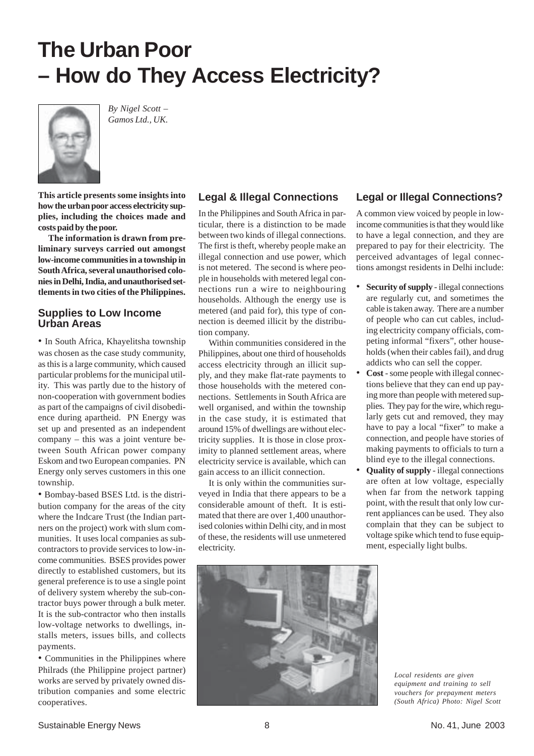# The Urban Poor – How do They Access Electricity?

*By Nigel Scott – Gamos Ltd., UK.*

**This article presents some insights into how the urban poor access electricity supplies, including the choices made and costs paid by the poor.**

**The information is drawn from preliminary surveys carried out amongst low-income communities in a township in South Africa, several unauthorised colonies in Delhi, India, and unauthorised settlements in two cities of the Philippines.**

## Supplies to Low Income Urban Areas

- In South Africa, Khayelitsha township was chosen as the case study community, as this is a large community, which caused particular problems for the municipal utility. This was partly due to the history of non-cooperation with government bodies as part of the campaigns of civil disobedience during apartheid. PN Energy was set up and presented as an independent company – this was a joint venture between South African power company Eskom and two European companies. PN Energy only serves customers in this one township.
- Bombay-based BSES Ltd. is the distribution company for the areas of the city where the Indcare Trust (the Indian partners on the project) work with slum communities. It uses local companies as subcontractors to provide services to low-income communities. BSES provides power directly to established customers, but its general preference is to use a single point of delivery system whereby the sub-contractor buys power through a bulk meter. It is the sub-contractor who then installs low-voltage networks to dwellings, installs meters, issues bills, and collects payments.
- Communities in the Philippines where Philrads (the Philippine project partner) works are served by privately owned distribution companies and some electric cooperatives.

## Legal & Illegal Connections

In the Philippines and South Africa in particular, there is a distinction to be made between two kinds of illegal connections. The first is theft, whereby people make an illegal connection and use power, which is not metered. The second is where people in households with metered legal connections run a wire to neighbouring households. Although the energy use is metered (and paid for), this type of connection is deemed illicit by the distribution company.

Within communities considered in the Philippines, about one third of households access electricity through an illicit supply, and they make flat-rate payments to those households with the metered connections. Settlements in South Africa are well organised, and within the township in the case study, it is estimated that around 15% of dwellings are without electricity supplies. It is those in close proximity to planned settlement areas, where electricity service is available, which can gain access to an illicit connection.

It is only within the communities surveyed in India that there appears to be a considerable amount of theft. It is estimated that there are over 1,400 unauthorised colonies within Delhi city, and in most of these, the residents will use unmetered electricity.

## Legal or Illegal Connections?

A common view voiced by people in low-income communities is that they would like to have a legal connection, and they are prepared to pay for their electricity. The perceived advantages of legal connections amongst residents in Delhi include:

- **Security of supply** - illegal connections are regularly cut, and sometimes the cable is taken away. There are a number of people who can cut cables, including electricity company officials, competing informal "fixers", other households (when their cables fail), and drug addicts who can sell the copper.
- **Cost** - some people with illegal connections believe that they can end up paying more than people with metered supplies. They pay for the wire, which regularly gets cut and removed, they may have to pay a local "fixer" to make a connection, and people have stories of making payments to officials to turn a blind eye to the illegal connections.
- **Quality of supply** - illegal connections are often at low voltage, especially when far from the network tapping point, with the result that only low current appliances can be used. They also complain that they can be subject to voltage spike which tend to fuse equipment, especially light bulbs.

*Local residents are given equipment and training to sell vouchers for prepayment meters (South Africa) Photo: Nigel Scott*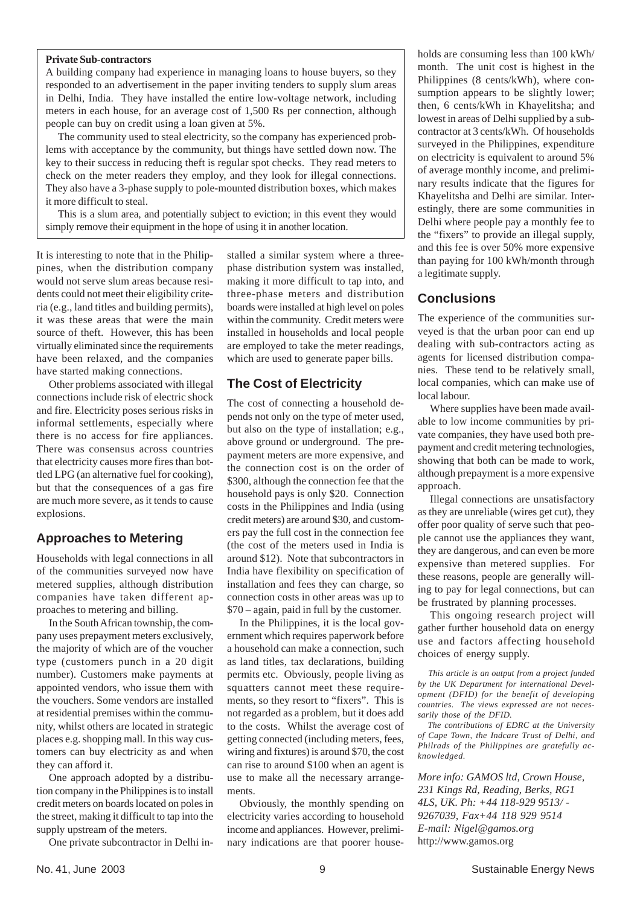**Private Sub-contractors**

A building company had experience in managing loans to house buyers, so they responded to an advertisement in the paper inviting tenders to supply slum areas in Delhi, India. They have installed the entire low-voltage network, including meters in each house, for an average cost of 1,500 Rs per connection, although people can buy on credit using a loan given at 5%.

The community used to steal electricity, so the company has experienced problems with acceptance by the community, but things have settled down now. The key to their success in reducing theft is regular spot checks. They read meters to check on the meter readers they employ, and they look for illegal connections. They also have a 3-phase supply to pole-mounted distribution boxes, which makes it more difficult to steal.

This is a slum area, and potentially subject to eviction; in this event they would simply remove their equipment in the hope of using it in another location.

It is interesting to note that in the Philippines, when the distribution company would not serve slum areas because residents could not meet their eligibility criteria (e.g., land titles and building permits), it was these areas that were the main source of theft. However, this has been virtually eliminated since the requirements have been relaxed, and the companies have started making connections.

Other problems associated with illegal connections include risk of electric shock and fire. Electricity poses serious risks in informal settlements, especially where there is no access for fire appliances. There was consensus across countries that electricity causes more fires than bottled LPG (an alternative fuel for cooking), but that the consequences of a gas fire are much more severe, as it tends to cause explosions.

## Approaches to Metering

Households with legal connections in all of the communities surveyed now have metered supplies, although distribution companies have taken different approaches to metering and billing.

In the South African township, the company uses prepayment meters exclusively, the majority of which are of the voucher type (customers punch in a 20 digit number). Customers make payments at appointed vendors, who issue them with the vouchers. Some vendors are installed at residential premises within the community, whilst others are located in strategic places e.g. shopping mall. In this way customers can buy electricity as and when they can afford it.

One approach adopted by a distribution company in the Philippines is to install credit meters on boards located on poles in the street, making it difficult to tap into the supply upstream of the meters.

One private subcontractor in Delhi installed a similar system where a three-phase distribution system was installed, making it more difficult to tap into, and three-phase meters and distribution boards were installed at high level on poles within the community. Credit meters were installed in households and local people are employed to take the meter readings, which are used to generate paper bills.

## The Cost of Electricity

The cost of connecting a household depends not only on the type of meter used, but also on the type of installation; e.g., above ground or underground. The prepayment meters are more expensive, and the connection cost is on the order of $300, although the connection fee that the household pays is only $20. Connection costs in the Philippines and India (using credit meters) are around $30, and customers pay the full cost in the connection fee (the cost of the meters used in India is around $12). Note that subcontractors in India have flexibility on specification of installation and fees they can charge, so connection costs in other areas was up to $70 – again, paid in full by the customer.

In the Philippines, it is the local government which requires paperwork before a household can make a connection, such as land titles, tax declarations, building permits etc. Obviously, people living as squatters cannot meet these requirements, so they resort to "fixers". This is not regarded as a problem, but it does add to the costs. Whilst the average cost of getting connected (including meters, fees, wiring and fixtures) is around $70, the cost can rise to around $100 when an agent is use to make all the necessary arrangements.

Obviously, the monthly spending on electricity varies according to household income and appliances. However, preliminary indications are that poorer households are consuming less than 100 kWh/month. The unit cost is highest in the Philippines (8 cents/kWh), where consumption appears to be slightly lower; then, 6 cents/kWh in Khayelitsha; and lowest in areas of Delhi supplied by a subcontractor at 3 cents/kWh. Of households surveyed in the Philippines, expenditure on electricity is equivalent to around 5% of average monthly income, and preliminary results indicate that the figures for Khayelitsha and Delhi are similar. Interestingly, there are some communities in Delhi where people pay a monthly fee to the "fixers" to provide an illegal supply, and this fee is over 50% more expensive than paying for 100 kWh/month through a legitimate supply.

## Conclusions

The experience of the communities surveyed is that the urban poor can end up dealing with sub-contractors acting as agents for licensed distribution companies. These tend to be relatively small, local companies, which can make use of local labour.

Where supplies have been made available to low income communities by private companies, they have used both prepayment and credit metering technologies, showing that both can be made to work, although prepayment is a more expensive approach.

Illegal connections are unsatisfactory as they are unreliable (wires get cut), they offer poor quality of serve such that people cannot use the appliances they want, they are dangerous, and can even be more expensive than metered supplies. For these reasons, people are generally willing to pay for legal connections, but can be frustrated by planning processes.

This ongoing research project will gather further household data on energy use and factors affecting household choices of energy supply.

*This article is an output from a project funded by the UK Department for international Development (DFID) for the benefit of developing countries. The views expressed are not necessarily those of the DFID.*

*The contributions of EDRC at the University of Cape Town, the Indcare Trust of Delhi, and Philrads of the Philippines are gratefully acknowledged.*

*More info: GAMOS ltd, Crown House, 231 Kings Rd, Reading, Berks, RG1 4LS, UK. Ph: +44 118-929 9513/ - 9267039, Fax+44 118 929 9514*
*E-mail: Nigel@gamos.org*
http://www.gamos.org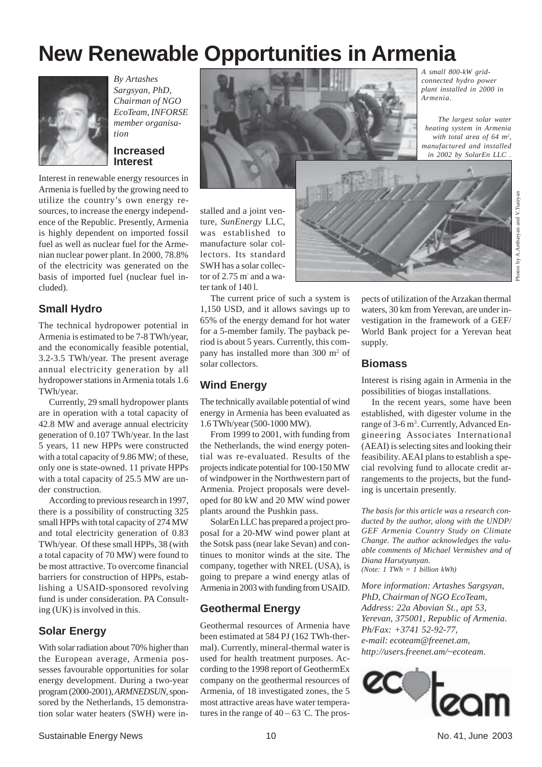# New Renewable Opportunities in Armenia

*By Artashes Sargsyan, PhD, Chairman of NGO EcoTeam, INFORSE member organisation*

## Increased Interest

Interest in renewable energy resources in Armenia is fuelled by the growing need to utilize the country's own energy resources, to increase the energy independence of the Republic. Presently, Armenia is highly dependent on imported fossil fuel as well as nuclear fuel for the Armenian nuclear power plant. In 2000, 78.8% of the electricity was generated on the basis of imported fuel (nuclear fuel included).

## Small Hydro

The technical hydropower potential in Armenia is estimated to be 7-8 TWh/year, and the economically feasible potential, 3.2-3.5 TWh/year. The present average annual electricity generation by all hydropower stations in Armenia totals 1.6 TWh/year.

Currently, 29 small hydropower plants are in operation with a total capacity of 42.8 MW and average annual electricity generation of 0.107 TWh/year. In the last 5 years, 11 new HPPs were constructed with a total capacity of 9.86 MW; of these, only one is state-owned. 11 private HPPs with a total capacity of 25.5 MW are under construction.

According to previous research in 1997, there is a possibility of constructing 325 small HPPs with total capacity of 274 MW and total electricity generation of 0.83 TWh/year. Of these small HPPs, 38 (with a total capacity of 70 MW) were found to be most attractive. To overcome financial barriers for construction of HPPs, establishing a USAID-sponsored revolving fund is under consideration. PA Consulting (UK) is involved in this.

## Solar Energy

With solar radiation about 70% higher than the European average, Armenia possesses favourable opportunities for solar energy development. During a two-year program (2000-2001), *ARMNEDSUN*, sponsored by the Netherlands, 15 demonstration solar water heaters (SWH) were installed and a joint venture, *SunEnergy* LLC, was established to manufacture solar collectors. Its standard SWH has a solar collector of 2.75 m$^2$ and a water tank of 140 l.

*A small 800-kW grid-connected hydro power plant installed in 2000 in Armenia.*

*The largest solar water heating system in Armenia with total area of 64 m$^2$, manufactured and installed in 2002 by SolarEn LLC .*

Photos by A.Ambaryan and V.Tsatryan

The current price of such a system is 1,150 USD, and it allows savings up to 65% of the energy demand for hot water for a 5-member family. The payback period is about 5 years. Currently, this company has installed more than 300 m$^2$ of solar collectors.

## Wind Energy

The technically available potential of wind energy in Armenia has been evaluated as 1.6 TWh/year (500-1000 MW).

From 1999 to 2001, with funding from the Netherlands, the wind energy potential was re-evaluated. Results of the projects indicate potential for 100-150 MW of windpower in the Northwestern part of Armenia. Project proposals were developed for 80 kW and 20 MW wind power plants around the Pushkin pass.

SolarEn LLC has prepared a project proposal for a 20-MW wind power plant at the Sotsk pass (near lake Sevan) and continues to monitor winds at the site. The company, together with NREL (USA), is going to prepare a wind energy atlas of Armenia in 2003 with funding from USAID.

## Geothermal Energy

Geothermal resources of Armenia have been estimated at 584 PJ (162 TWh-thermal). Currently, mineral-thermal water is used for health treatment purposes. According to the 1998 report of GeothermEx company on the geothermal resources of Armenia, of 18 investigated zones, the 5 most attractive areas have water temperatures in the range of 40 – 63 °C. The prospects of utilization of the Arzakan thermal waters, 30 km from Yerevan, are under investigation in the framework of a GEF/ World Bank project for a Yerevan heat supply.

## Biomass

Interest is rising again in Armenia in the possibilities of biogas installations.

In the recent years, some have been established, with digester volume in the range of 3-6 m$^3$. Currently, Advanced Engineering Associates International (AEAI) is selecting sites and looking their feasibility. AEAI plans to establish a special revolving fund to allocate credit arrangements to the projects, but the funding is uncertain presently.

*The basis for this article was a research conducted by the author, along with the UNDP/ GEF Armenia Country Study on Climate Change. The author acknowledges the valuable comments of Michael Vermishev and of Diana Harutyunyan.*
*(Note: 1 TWh = 1 billion kWh)*

*More information: Artashes Sargsyan, PhD, Chairman of NGO EcoTeam, Address: 22a Abovian St., apt 53, Yerevan, 375001, Republic of Armenia. Ph/Fax: +3741 52-92-77, e-mail: ecoteam@freenet.am, http://users.freenet.am/~ecoteam.*

ecoteam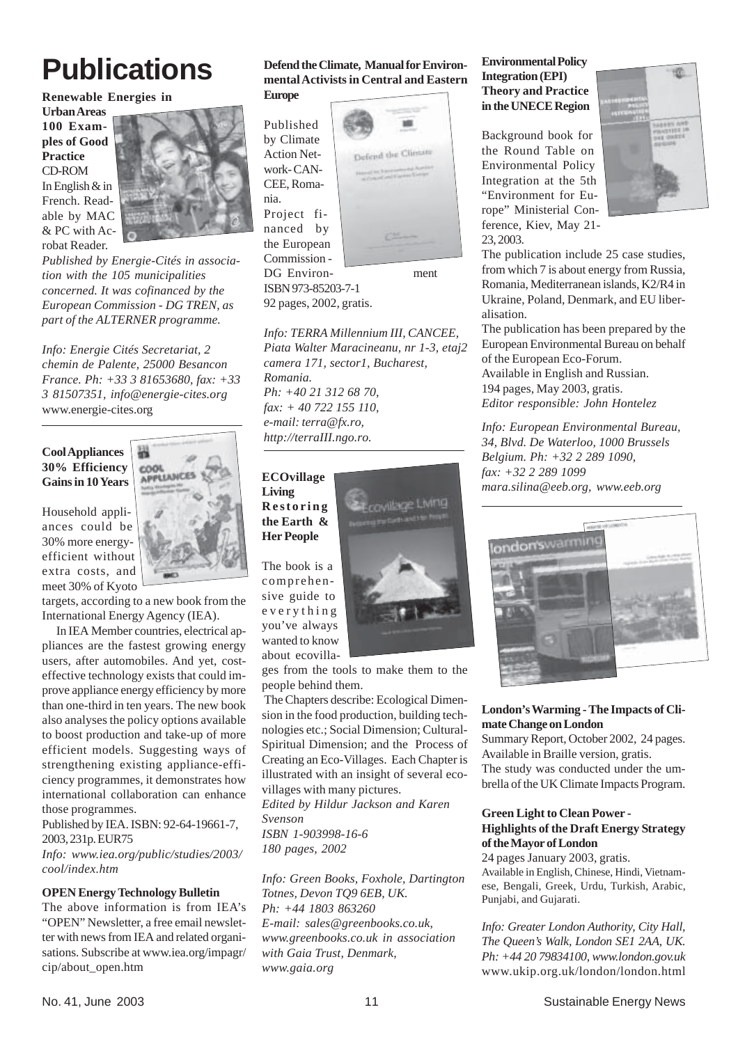# Publications

**Renewable Energies in Urban Areas 100 Examples of Good Practice**

CD-ROM

In English & in French. Readable by MAC & PC with Acrobat Reader.

*Published by Energie-Cités in association with the 105 municipalities concerned. It was cofinanced by the European Commission - DG TREN, as part of the ALTERNER programme.*

*Info: Energie Cités Secretariat, 2 chemin de Palente, 25000 Besancon France. Ph: +33 3 81653680, fax: +33 3 81507351, info@energie-cites.org* www.energie-cites.org

---

**Cool Appliances 30% Efficiency Gains in 10 Years**

Household appliances could be 30% more energy-efficient without extra costs, and meet 30% of Kyoto targets, according to a new book from the International Energy Agency (IEA).

In IEA Member countries, electrical appliances are the fastest growing energy users, after automobiles. And yet, cost-effective technology exists that could improve appliance energy efficiency by more than one-third in ten years. The new book also analyses the policy options available to boost production and take-up of more efficient models. Suggesting ways of strengthening existing appliance-efficiency programmes, it demonstrates how international collaboration can enhance those programmes.

Published by IEA. ISBN: 92-64-19661-7, 2003, 231p. EUR75

*Info: www.iea.org/public/studies/2003/cool/index.htm*

**OPEN Energy Technology Bulletin**

The above information is from IEA's "OPEN" Newsletter, a free email newsletter with news from IEA and related organisations. Subscribe at www.iea.org/impagr/cip/about_open.htm

**Defend the Climate, Manual for Environmental Activists in Central and Eastern Europe**

Published by Climate Action Network- CAN-CEE, Romania.

Project financed by the European Commission - DG Environment

ISBN 973-85203-7-1

92 pages, 2002, gratis.

*Info: TERRA Millennium III, CANCEE, Piata Walter Maracineanu, nr 1-3, etaj2 camera 171, sector1, Bucharest, Romania.*
*Ph: +40 21 312 68 70,*
*fax: + 40 722 155 110,*
*e-mail: terra@fx.ro,*
*http://terraIII.ngo.ro.*

---

**ECOvillage Living Restoring the Earth & Her People**

The book is a comprehensive guide to everything you've always wanted to know about ecovillages from the tools to make them to the people behind them.

The Chapters describe: Ecological Dimension in the food production, building technologies etc.; Social Dimension; Cultural-Spiritual Dimension; and the Process of Creating an Eco-Villages. Each Chapter is illustrated with an insight of several ecovillages with many pictures.

*Edited by Hildur Jackson and Karen Svenson*
*ISBN 1-903998-16-6*
*180 pages, 2002*

*Info: Green Books, Foxhole, Dartington Totnes, Devon TQ9 6EB, UK.*
*Ph: +44 1803 863260*
*E-mail: sales@greenbooks.co.uk,*
*www.greenbooks.co.uk in association with Gaia Trust, Denmark,*
*www.gaia.org*

**Environmental Policy Integration (EPI) Theory and Practice in the UNECE Region**

Background book for the Round Table on Environmental Policy Integration at the 5th "Environment for Europe" Ministerial Conference, Kiev, May 21-23, 2003.

The publication include 25 case studies, from which 7 is about energy from Russia, Romania, Mediterranean islands, K2/R4 in Ukraine, Poland, Denmark, and EU liberalisation.

The publication has been prepared by the European Environmental Bureau on behalf of the European Eco-Forum.

Available in English and Russian.

194 pages, May 2003, gratis.

*Editor responsible: John Hontelez*

*Info: European Environmental Bureau, 34, Blvd. De Waterloo, 1000 Brussels Belgium. Ph: +32 2 289 1090, fax: +32 2 289 1099*
*mara.silina@eeb.org, www.eeb.org*

---

**London's Warming - The Impacts of Climate Change on London**

Summary Report, October 2002, 24 pages.

Available in Braille version, gratis.

The study was conducted under the umbrella of the UK Climate Impacts Program.

**Green Light to Clean Power - Highlights of the Draft Energy Strategy of the Mayor of London**

24 pages January 2003, gratis.

Available in English, Chinese, Hindi, Vietnamese, Bengali, Greek, Urdu, Turkish, Arabic, Punjabi, and Gujarati.

*Info: Greater London Authority, City Hall, The Queen's Walk, London SE1 2AA, UK. Ph: +44 20 79834100, www.london.gov.uk* www.ukip.org.uk/london/london.html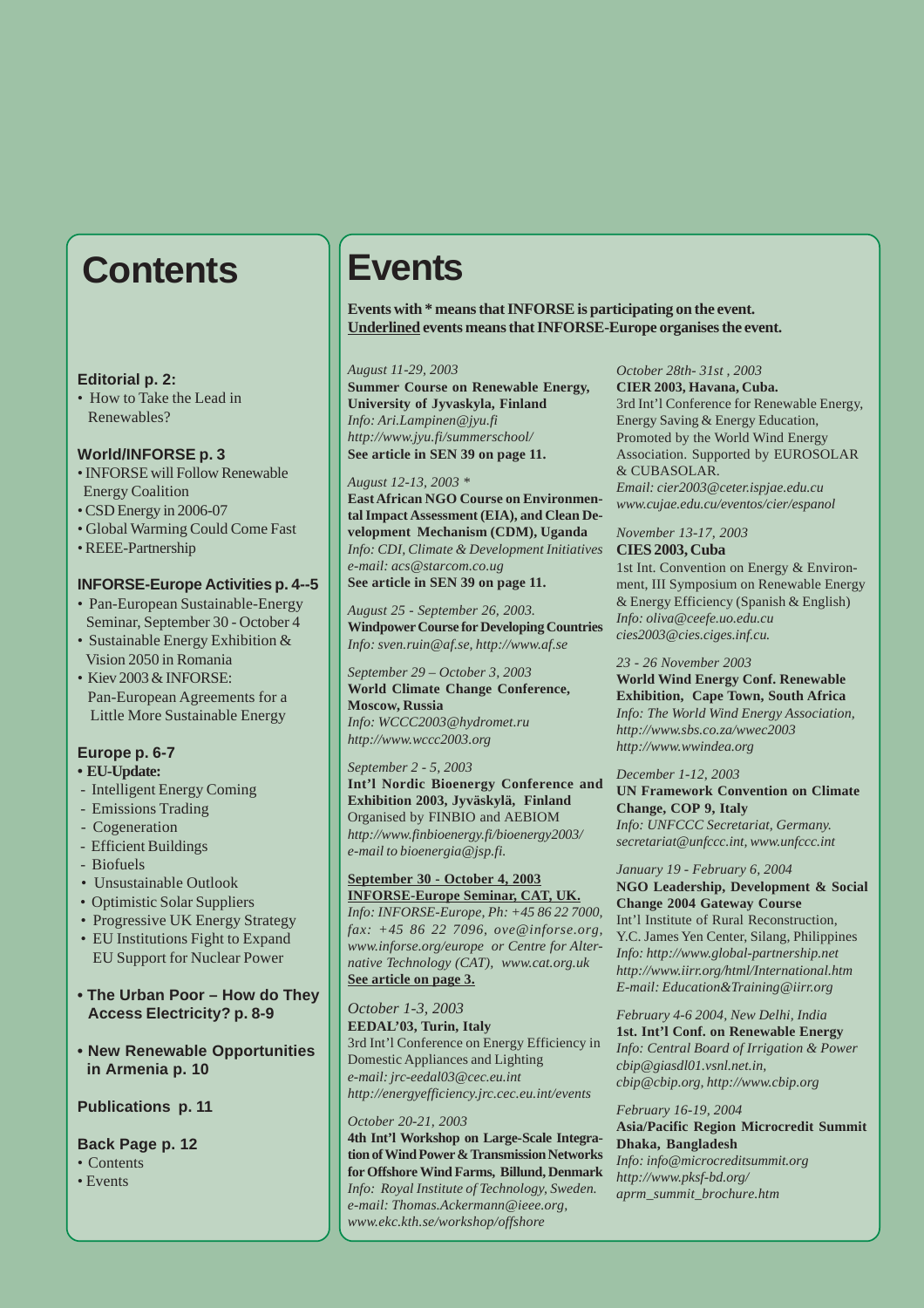# Contents

**Editorial p. 2:**
- How to Take the Lead in Renewables?

**World/INFORSE p. 3**
- INFORSE will Follow Renewable Energy Coalition
- CSD Energy in 2006-07
- Global Warming Could Come Fast
- REEE-Partnership

**INFORSE-Europe Activities p. 4--5**
- Pan-European Sustainable-Energy Seminar, September 30 - October 4
- Sustainable Energy Exhibition & Vision 2050 in Romania
- Kiev 2003 & INFORSE: Pan-European Agreements for a Little More Sustainable Energy

**Europe p. 6-7**
- **EU-Update:**
  - Intelligent Energy Coming
  - Emissions Trading
  - Cogeneration
  - Efficient Buildings
  - Biofuels
- Unsustainable Outlook
- Optimistic Solar Suppliers
- Progressive UK Energy Strategy
- EU Institutions Fight to Expand EU Support for Nuclear Power

- **The Urban Poor – How do They Access Electricity? p. 8-9**

- **New Renewable Opportunities in Armenia p. 10**

**Publications p. 11**

**Back Page p. 12**
- Contents
- Events

# Events

**Events with * means that INFORSE is participating on the event.**
**<u>Underlined</u> events means that INFORSE-Europe organises the event.**

*August 11-29, 2003*
**Summer Course on Renewable Energy, University of Jyvaskyla, Finland**
*Info: Ari.Lampinen@jyu.fi*
*http://www.jyu.fi/summerschool/*
**See article in SEN 39 on page 11.**

*August 12-13, 2003 **
**East African NGO Course on Environmental Impact Assessment (EIA), and Clean Development Mechanism (CDM), Uganda**
*Info: CDI, Climate & Development Initiatives*
*e-mail: acs@starcom.co.ug*
**See article in SEN 39 on page 11.**

*August 25 - September 26, 2003.*
**Windpower Course for Developing Countries**
*Info: sven.ruin@af.se, http://www.af.se*

*September 29 – October 3, 2003*
**World Climate Change Conference, Moscow, Russia**
*Info: WCCC2003@hydromet.ru*
*http://www.wccc2003.org*

*September 2 - 5, 2003*
**Int'l Nordic Bioenergy Conference and Exhibition 2003, Jyväskylä, Finland**
Organised by FINBIO and AEBIOM
*http://www.finbioenergy.fi/bioenergy2003/*
*e-mail to bioenergia@jsp.fi.*

**<u>September 30 - October 4, 2003</u>**
**<u>INFORSE-Europe Seminar, CAT, UK.</u>**
*Info: INFORSE-Europe, Ph: +45 86 22 7000, fax: +45 86 22 7096, ove@inforse.org, www.inforse.org/europe or Centre for Alternative Technology (CAT), www.cat.org.uk*
**<u>See article on page 3.</u>**

*October 1-3, 2003*
**EEDAL'03, Turin, Italy**
3rd Int'l Conference on Energy Efficiency in Domestic Appliances and Lighting
*e-mail: jrc-eedal03@cec.eu.int*
*http://energyefficiency.jrc.cec.eu.int/events*

*October 20-21, 2003*
**4th Int'l Workshop on Large-Scale Integration of Wind Power & Transmission Networks for Offshore Wind Farms, Billund, Denmark**
*Info: Royal Institute of Technology, Sweden.*
*e-mail: Thomas.Ackermann@ieee.org,*
*www.ekc.kth.se/workshop/offshore*

*October 28th- 31st , 2003*
**CIER 2003, Havana, Cuba.**
3rd Int'l Conference for Renewable Energy, Energy Saving & Energy Education, Promoted by the World Wind Energy Association. Supported by EUROSOLAR & CUBASOLAR.
*Email: cier2003@ceter.ispjae.edu.cu*
*www.cujae.edu.cu/eventos/cier/espanol*

*November 13-17, 2003*
**CIES 2003, Cuba**
1st Int. Convention on Energy & Environment, III Symposium on Renewable Energy & Energy Efficiency (Spanish & English)
*Info: oliva@ceefe.uo.edu.cu*
*cies2003@cies.ciges.inf.cu.*

*23 - 26 November 2003*
**World Wind Energy Conf. Renewable Exhibition, Cape Town, South Africa**
*Info: The World Wind Energy Association,*
*http://www.sbs.co.za/wwec2003*
*http://www.wwindea.org*

*December 1-12, 2003*
**UN Framework Convention on Climate Change, COP 9, Italy**
*Info: UNFCCC Secretariat, Germany.*
*secretariat@unfccc.int, www.unfccc.int*

*January 19 - February 6, 2004*
**NGO Leadership, Development & Social Change 2004 Gateway Course**
Int'l Institute of Rural Reconstruction, Y.C. James Yen Center, Silang, Philippines
*Info: http://www.global-partnership.net*
*http://www.iirr.org/html/International.htm*
*E-mail: Education&Training@iirr.org*

*February 4-6 2004, New Delhi, India*
**1st. Int'l Conf. on Renewable Energy**
*Info: Central Board of Irrigation & Power*
*cbip@giasdl01.vsnl.net.in,*
*cbip@cbip.org, http://www.cbip.org*

*February 16-19, 2004*
**Asia/Pacific Region Microcredit Summit Dhaka, Bangladesh**
*Info: info@microcreditsummit.org*
*http://www.pksf-bd.org/*
*aprm_summit_brochure.htm*